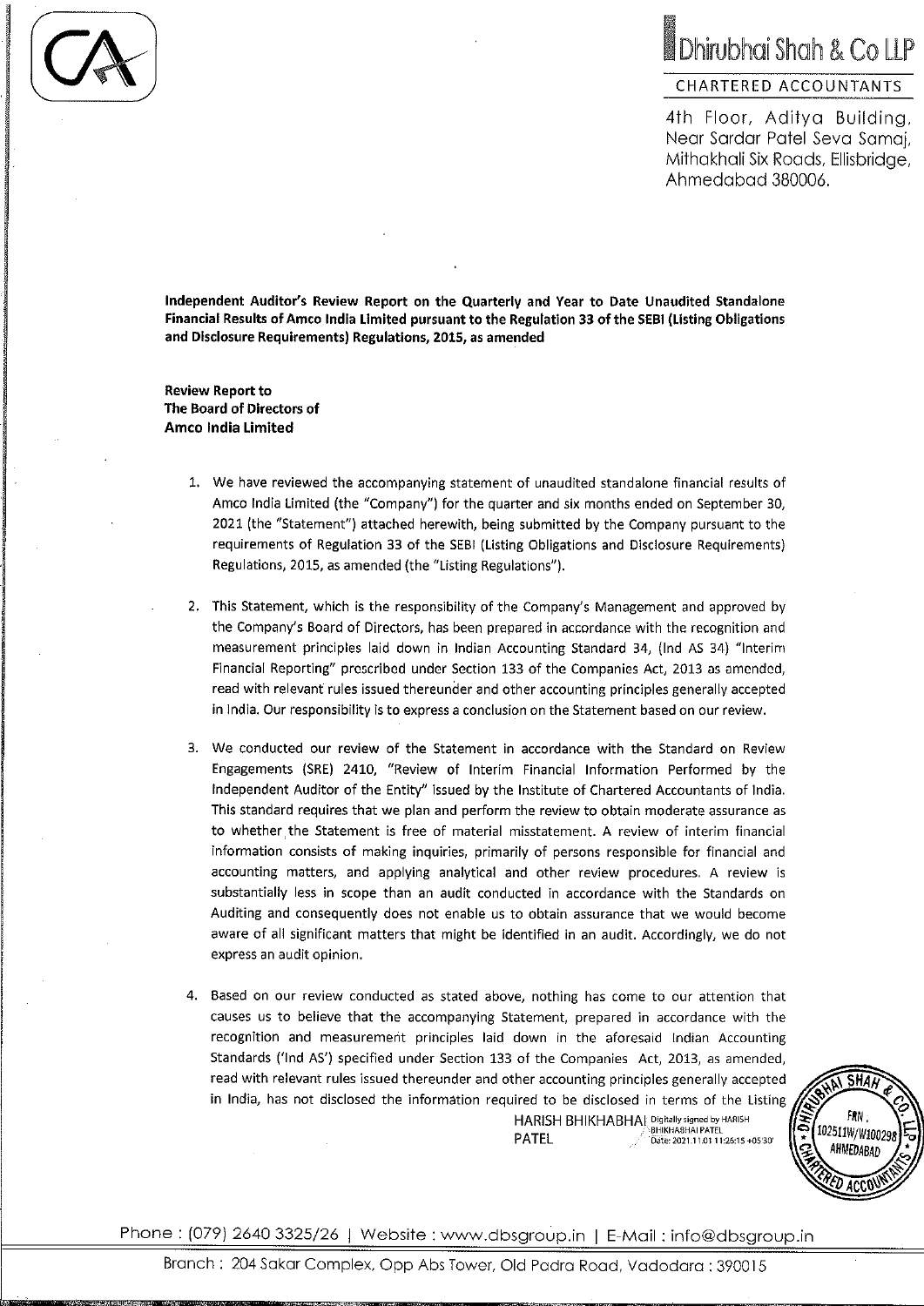**Dhirubhai Shah & Co LLP**

CHARTERED ACCOUNTANTS

4th Floor, Aditya Building,
Near Sardar Patel Seva Samaj,
Mithakhali Six Roads, Ellisbridge,
Ahmedabad 380006.

**Independent Auditor's Review Report on the Quarterly and Year to Date Unaudited Standalone Financial Results of Amco India Limited pursuant to the Regulation 33 of the SEBI (Listing Obligations and Disclosure Requirements) Regulations, 2015, as amended**

**Review Report to**
**The Board of Directors of**
**Amco India Limited**

1. We have reviewed the accompanying statement of unaudited standalone financial results of Amco India Limited (the "Company") for the quarter and six months ended on September 30, 2021 (the "Statement") attached herewith, being submitted by the Company pursuant to the requirements of Regulation 33 of the SEBI (Listing Obligations and Disclosure Requirements) Regulations, 2015, as amended (the "Listing Regulations").

2. This Statement, which is the responsibility of the Company's Management and approved by the Company's Board of Directors, has been prepared in accordance with the recognition and measurement principles laid down in Indian Accounting Standard 34, (Ind AS 34) "Interim Financial Reporting" prescribed under Section 133 of the Companies Act, 2013 as amended, read with relevant rules issued thereunder and other accounting principles generally accepted in India. Our responsibility is to express a conclusion on the Statement based on our review.

3. We conducted our review of the Statement in accordance with the Standard on Review Engagements (SRE) 2410, "Review of Interim Financial Information Performed by the Independent Auditor of the Entity" issued by the Institute of Chartered Accountants of India. This standard requires that we plan and perform the review to obtain moderate assurance as to whether the Statement is free of material misstatement. A review of interim financial information consists of making inquiries, primarily of persons responsible for financial and accounting matters, and applying analytical and other review procedures. A review is substantially less in scope than an audit conducted in accordance with the Standards on Auditing and consequently does not enable us to obtain assurance that we would become aware of all significant matters that might be identified in an audit. Accordingly, we do not express an audit opinion.

4. Based on our review conducted as stated above, nothing has come to our attention that causes us to believe that the accompanying Statement, prepared in accordance with the recognition and measurement principles laid down in the aforesaid Indian Accounting Standards ('Ind AS') specified under Section 133 of the Companies Act, 2013, as amended, read with relevant rules issued thereunder and other accounting principles generally accepted in India, has not disclosed the information required to be disclosed in terms of the Listing

HARISH BHIKHABHAI PATEL
Digitally signed by HARISH BHIKHABHAI PATEL
Date: 2021.11.01 11:26:15 +05'30'

DHIRUBHAI SHAH & CO. LLP CHARTERED ACCOUNTANTS FRN. 102511W/W100298 AHMEDABAD

Phone : (079) 2640 3325/26 | Website : www.dbsgroup.in | E-Mail : info@dbsgroup.in

Branch : 204 Sakar Complex, Opp Abs Tower, Old Padra Road, Vadodara : 390015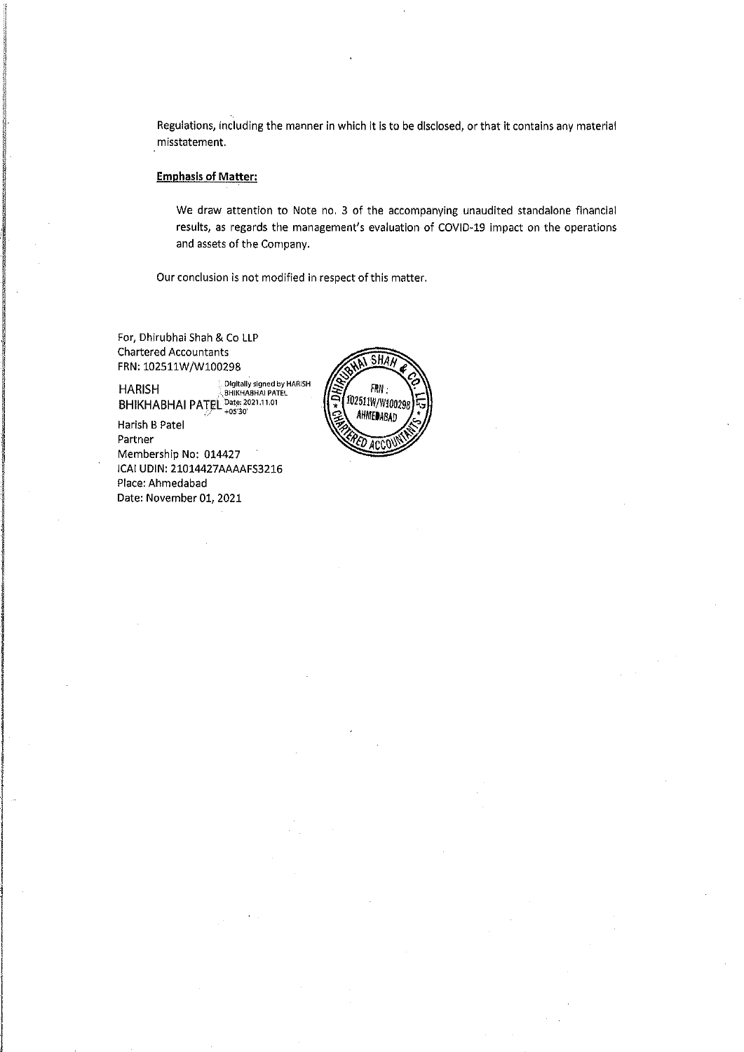Regulations, including the manner in which it is to be disclosed, or that it contains any material misstatement.

**Emphasis of Matter:**

We draw attention to Note no. 3 of the accompanying unaudited standalone financial results, as regards the management's evaluation of COVID-19 impact on the operations and assets of the Company.

Our conclusion is not modified in respect of this matter.

For, Dhirubhai Shah & Co LLP
Chartered Accountants
FRN: 102511W/W100298

HARISH BHIKHABHAI PATEL
Digitally signed by HARISH BHIKHABHAI PATEL
Date: 2021.11.01 +05'30'

Harish B Patel
Partner
Membership No: 014427
ICAI UDIN: 21014427AAAAFS3216
Place: Ahmedabad
Date: November 01, 2021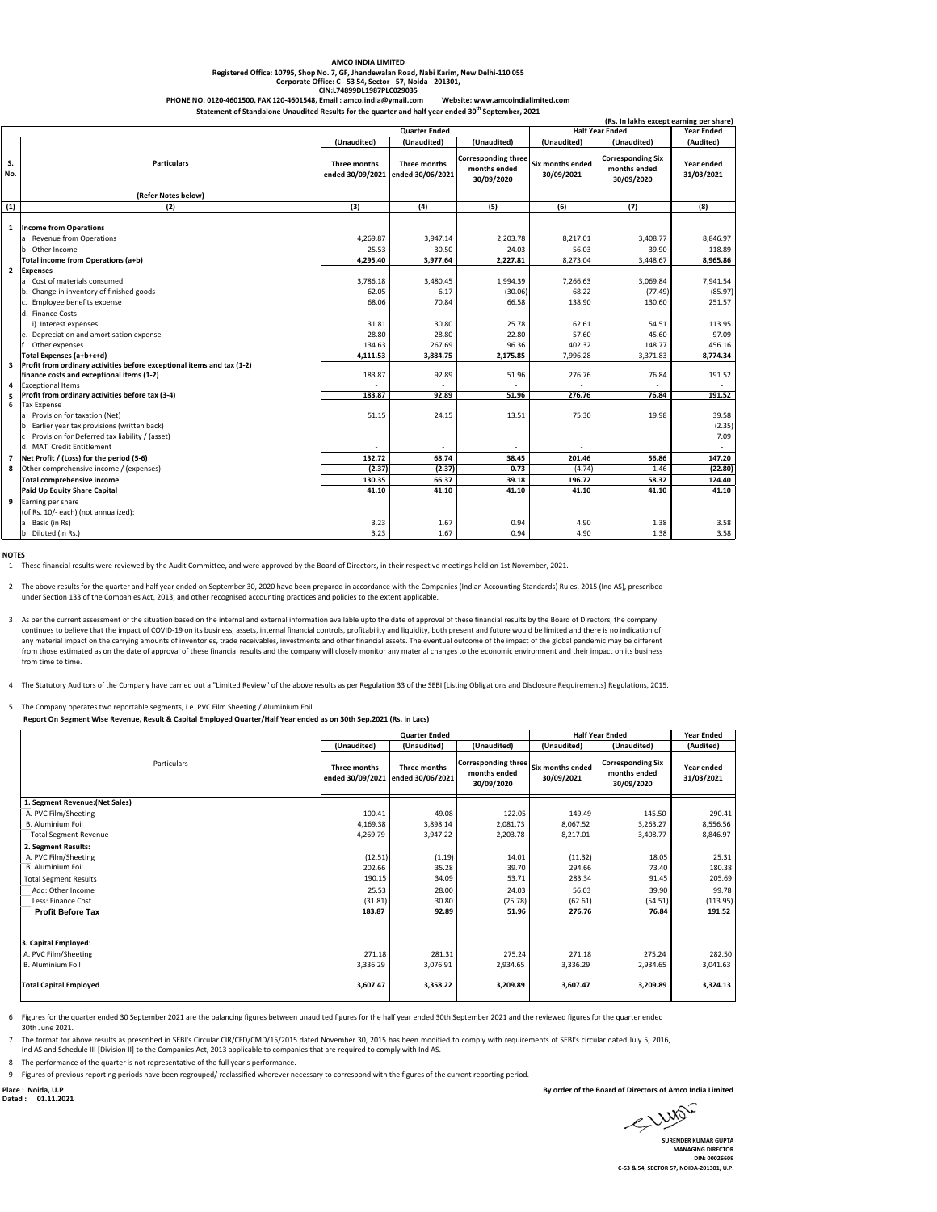**AMCO INDIA LIMITED**

**Registered Office: 10795, Shop No. 7, GF, Jhandewalan Road, Nabi Karim, New Delhi-110 055**

**Corporate Office: C - 53 54, Sector - 57, Noida - 201301,**

**CIN:L74899DL1987PLC029035**

**PHONE NO. 0120-4601500, FAX 120-4601548, Email : amco.india@ymail.com Website: www.amcoindialimited.com**

**Statement of Standalone Unaudited Results for the quarter and half year ended 30th September, 2021**

(Rs. In lakhs except earning per share)

| S. No. | Particulars | Quarter Ended | | | Half Year Ended | | Year Ended |
|---|---|---|---|---|---|---|---|
| | | (Unaudited) | (Unaudited) | (Unaudited) | (Unaudited) | (Unaudited) | (Audited) |
| | | Three months ended 30/09/2021 | Three months ended 30/06/2021 | Corresponding three months ended 30/09/2020 | Six months ended 30/09/2021 | Corresponding Six months ended 30/09/2020 | Year ended 31/03/2021 |
| | (Refer Notes below) | | | | | | |
| (1) | (2) | (3) | (4) | (5) | (6) | (7) | (8) |
| 1 | **Income from Operations** | | | | | | |
| | a Revenue from Operations | 4,269.87 | 3,947.14 | 2,203.78 | 8,217.01 | 3,408.77 | 8,846.97 |
| | b Other Income | 25.53 | 30.50 | 24.03 | 56.03 | 39.90 | 118.89 |
| | **Total income from Operations (a+b)** | **4,295.40** | **3,977.64** | **2,227.81** | 8,273.04 | 3,448.67 | **8,965.86** |
| 2 | **Expenses** | | | | | | |
| | a Cost of materials consumed | 3,786.18 | 3,480.45 | 1,994.39 | 7,266.63 | 3,069.84 | 7,941.54 |
| | b. Change in inventory of finished goods | 62.05 | 6.17 | (30.06) | 68.22 | (77.49) | (85.97) |
| | c. Employee benefits expense | 68.06 | 70.84 | 66.58 | 138.90 | 130.60 | 251.57 |
| | d. Finance Costs | | | | | | |
| | i) Interest expenses | 31.81 | 30.80 | 25.78 | 62.61 | 54.51 | 113.95 |
| | e. Depreciation and amortisation expense | 28.80 | 28.80 | 22.80 | 57.60 | 45.60 | 97.09 |
| | f. Other expenses | 134.63 | 267.69 | 96.36 | 402.32 | 148.77 | 456.16 |
| | **Total Expenses (a+b+c+d)** | **4,111.53** | **3,884.75** | **2,175.85** | 7,996.28 | 3,371.83 | **8,774.34** |
| 3 | **Profit from ordinary activities before exceptional items and tax (1-2) finance costs and exceptional items (1-2)** | 183.87 | 92.89 | 51.96 | 276.76 | 76.84 | 191.52 |
| 4 | Exceptional Items | - | - | - | - | - | - |
| 5 | **Profit from ordinary activities before tax (3-4)** | **183.87** | **92.89** | **51.96** | **276.76** | **76.84** | **191.52** |
| 6 | Tax Expense | | | | | | |
| | a Provision for taxation (Net) | 51.15 | 24.15 | 13.51 | 75.30 | 19.98 | 39.58 |
| | b Earlier year tax provisions (written back) | | | | | | (2.35) |
| | c Provision for Deferred tax liability / (asset) | | | | | | 7.09 |
| | d. MAT Credit Entitlement | - | - | - | - | | - |
| 7 | **Net Profit / (Loss) for the period (5-6)** | **132.72** | **68.74** | **38.45** | **201.46** | **56.86** | **147.20** |
| 8 | Other comprehensive income / (expenses) | **(2.37)** | **(2.37)** | **0.73** | (4.74) | 1.46 | **(22.80)** |
| | **Total comprehensive income** | **130.35** | **66.37** | **39.18** | **196.72** | **58.32** | **124.40** |
| | **Paid Up Equity Share Capital** | **41.10** | **41.10** | **41.10** | **41.10** | **41.10** | **41.10** |
| 9 | Earning per share | | | | | | |
| | (of Rs. 10/- each) (not annualized): | | | | | | |
| | a Basic (in Rs) | 3.23 | 1.67 | 0.94 | 4.90 | 1.38 | 3.58 |
| | b Diluted (in Rs.) | 3.23 | 1.67 | 0.94 | 4.90 | 1.38 | 3.58 |

**NOTES**

1 These financial results were reviewed by the Audit Committee, and were approved by the Board of Directors, in their respective meetings held on 1st November, 2021.

2 The above results for the quarter and half year ended on September 30, 2020 have been prepared in accordance with the Companies (Indian Accounting Standards) Rules, 2015 (Ind AS), prescribed under Section 133 of the Companies Act, 2013, and other recognised accounting practices and policies to the extent applicable.

3 As per the current assessment of the situation based on the internal and external information available upto the date of approval of these financial results by the Board of Directors, the company continues to believe that the impact of COVID-19 on its business, assets, internal financial controls, profitability and liquidity, both present and future would be limited and there is no indication of any material impact on the carrying amounts of inventories, trade receivables, investments and other financial assets. The eventual outcome of the impact of the global pandemic may be different from those estimated as on the date of approval of these financial results and the company will closely monitor any material changes to the economic environment and their impact on its business from time to time.

4 The Statutory Auditors of the Company have carried out a "Limited Review" of the above results as per Regulation 33 of the SEBI [Listing Obligations and Disclosure Requirements] Regulations, 2015.

5 The Company operates two reportable segments, i.e. PVC Film Sheeting / Aluminium Foil.

**Report On Segment Wise Revenue, Result & Capital Employed Quarter/Half Year ended as on 30th Sep.2021 (Rs. in Lacs)**

| Particulars | Quarter Ended | | | Half Year Ended | | Year Ended |
|---|---|---|---|---|---|---|
| | (Unaudited) | (Unaudited) | (Unaudited) | (Unaudited) | (Unaudited) | (Audited) |
| | Three months ended 30/09/2021 | Three months ended 30/06/2021 | Corresponding three months ended 30/09/2020 | Six months ended 30/09/2021 | Corresponding Six months ended 30/09/2020 | Year ended 31/03/2021 |
| **1. Segment Revenue:(Net Sales)** | | | | | | |
| A. PVC Film/Sheeting | 100.41 | 49.08 | 122.05 | 149.49 | 145.50 | 290.41 |
| B. Aluminium Foil | 4,169.38 | 3,898.14 | 2,081.73 | 8,067.52 | 3,263.27 | 8,556.56 |
| Total Segment Revenue | 4,269.79 | 3,947.22 | 2,203.78 | 8,217.01 | 3,408.77 | 8,846.97 |
| **2. Segment Results:** | | | | | | |
| A. PVC Film/Sheeting | (12.51) | (1.19) | 14.01 | (11.32) | 18.05 | 25.31 |
| B. Aluminium Foil | 202.66 | 35.28 | 39.70 | 294.66 | 73.40 | 180.38 |
| Total Segment Results | 190.15 | 34.09 | 53.71 | 283.34 | 91.45 | 205.69 |
| Add: Other Income | 25.53 | 28.00 | 24.03 | 56.03 | 39.90 | 99.78 |
| Less: Finance Cost | (31.81) | 30.80 | (25.78) | (62.61) | (54.51) | (113.95) |
| **Profit Before Tax** | **183.87** | **92.89** | **51.96** | **276.76** | **76.84** | **191.52** |
| **3. Capital Employed:** | | | | | | |
| A. PVC Film/Sheeting | 271.18 | 281.31 | 275.24 | 271.18 | 275.24 | 282.50 |
| B. Aluminium Foil | 3,336.29 | 3,076.91 | 2,934.65 | 3,336.29 | 2,934.65 | 3,041.63 |
| **Total Capital Employed** | **3,607.47** | **3,358.22** | **3,209.89** | **3,607.47** | **3,209.89** | **3,324.13** |

6 Figures for the quarter ended 30 September 2021 are the balancing figures between unaudited figures for the half year ended 30th September 2021 and the reviewed figures for the quarter ended 30th June 2021.

7 The format for above results as prescribed in SEBI's Circular CIR/CFD/CMD/15/2015 dated November 30, 2015 has been modified to comply with requirements of SEBI's circular dated July 5, 2016, Ind AS and Schedule III [Division II] to the Companies Act, 2013 applicable to companies that are required to comply with Ind AS.

8 The performance of the quarter is not representative of the full year's performance.

9 Figures of previous reporting periods have been regrouped/ reclassified wherever necessary to correspond with the figures of the current reporting period.

**Place : Noida, U.P**
**Dated : 01.11.2021**

**By order of the Board of Directors of Amco India Limited**

**SURENDER KUMAR GUPTA**
**MANAGING DIRECTOR**
**DIN: 00026609**
**C-53 & 54, SECTOR 57, NOIDA-201301, U.P.**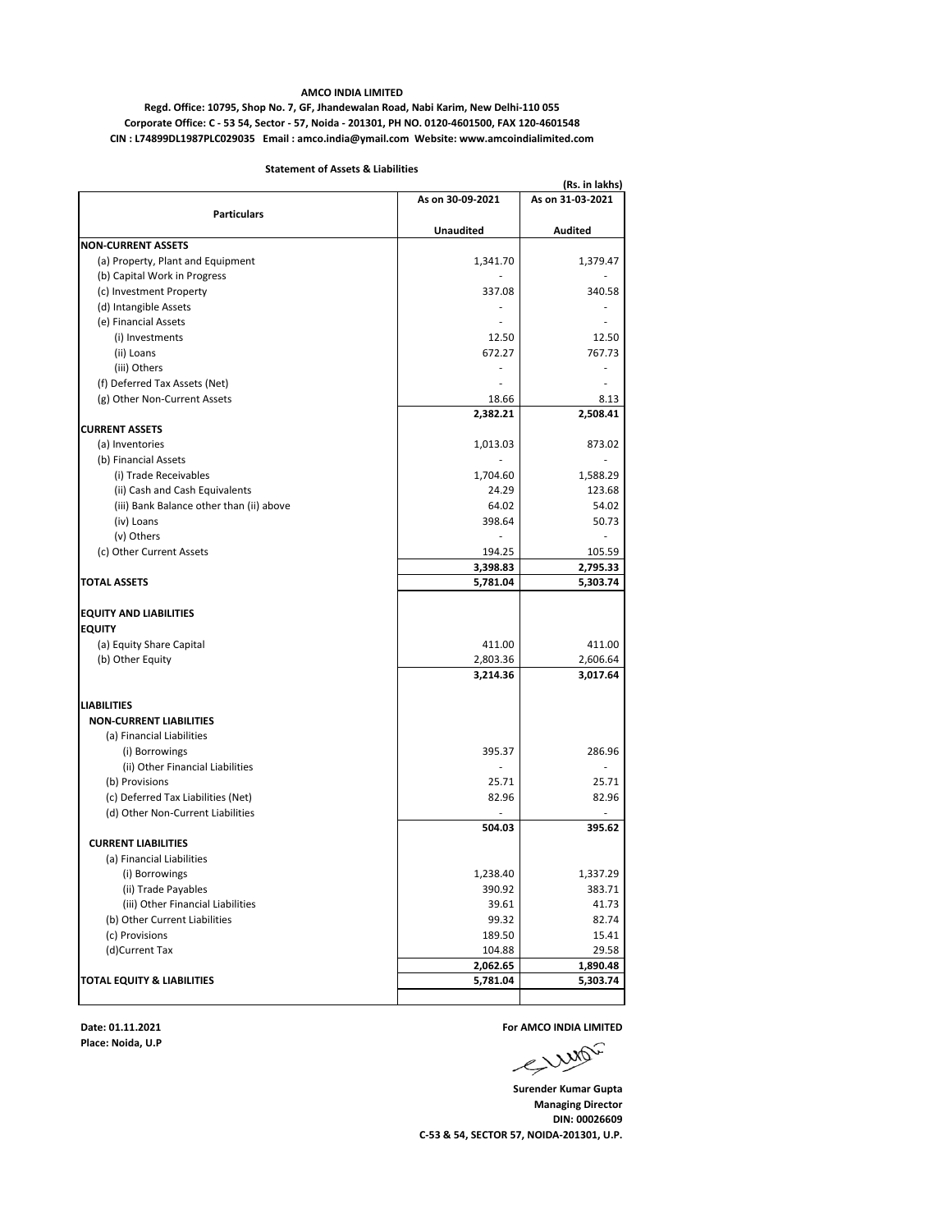**AMCO INDIA LIMITED**

**Regd. Office: 10795, Shop No. 7, GF, Jhandewalan Road, Nabi Karim, New Delhi-110 055**

**Corporate Office: C - 53 54, Sector - 57, Noida - 201301, PH NO. 0120-4601500, FAX 120-4601548**

**CIN : L74899DL1987PLC029035 Email : amco.india@ymail.com Website: www.amcoindialimited.com**

**Statement of Assets & Liabilities**

**(Rs. in lakhs)**

| Particulars | As on 30-09-2021 | As on 31-03-2021 |
|---|---|---|
| | **Unaudited** | **Audited** |
| **NON-CURRENT ASSETS** | | |
| (a) Property, Plant and Equipment | 1,341.70 | 1,379.47 |
| (b) Capital Work in Progress | - | - |
| (c) Investment Property | 337.08 | 340.58 |
| (d) Intangible Assets | - | - |
| (e) Financial Assets | - | - |
| (i) Investments | 12.50 | 12.50 |
| (ii) Loans | 672.27 | 767.73 |
| (iii) Others | - | - |
| (f) Deferred Tax Assets (Net) | - | - |
| (g) Other Non-Current Assets | 18.66 | 8.13 |
| | **2,382.21** | **2,508.41** |
| **CURRENT ASSETS** | | |
| (a) Inventories | 1,013.03 | 873.02 |
| (b) Financial Assets | - | - |
| (i) Trade Receivables | 1,704.60 | 1,588.29 |
| (ii) Cash and Cash Equivalents | 24.29 | 123.68 |
| (iii) Bank Balance other than (ii) above | 64.02 | 54.02 |
| (iv) Loans | 398.64 | 50.73 |
| (v) Others | - | - |
| (c) Other Current Assets | 194.25 | 105.59 |
| | **3,398.83** | **2,795.33** |
| **TOTAL ASSETS** | **5,781.04** | **5,303.74** |
| **EQUITY AND LIABILITIES** | | |
| **EQUITY** | | |
| (a) Equity Share Capital | 411.00 | 411.00 |
| (b) Other Equity | 2,803.36 | 2,606.64 |
| | **3,214.36** | **3,017.64** |
| **LIABILITIES** | | |
| **NON-CURRENT LIABILITIES** | | |
| (a) Financial Liabilities | | |
| (i) Borrowings | 395.37 | 286.96 |
| (ii) Other Financial Liabilities | - | - |
| (b) Provisions | 25.71 | 25.71 |
| (c) Deferred Tax Liabilities (Net) | 82.96 | 82.96 |
| (d) Other Non-Current Liabilities | - | - |
| | **504.03** | **395.62** |
| **CURRENT LIABILITIES** | | |
| (a) Financial Liabilities | | |
| (i) Borrowings | 1,238.40 | 1,337.29 |
| (ii) Trade Payables | 390.92 | 383.71 |
| (iii) Other Financial Liabilities | 39.61 | 41.73 |
| (b) Other Current Liabilities | 99.32 | 82.74 |
| (c) Provisions | 189.50 | 15.41 |
| (d)Current Tax | 104.88 | 29.58 |
| | **2,062.65** | **1,890.48** |
| **TOTAL EQUITY & LIABILITIES** | **5,781.04** | **5,303.74** |

**Date: 01.11.2021**
**Place: Noida, U.P**

**For AMCO INDIA LIMITED**

**Surender Kumar Gupta**
**Managing Director**
**DIN: 00026609**
**C-53 & 54, SECTOR 57, NOIDA-201301, U.P.**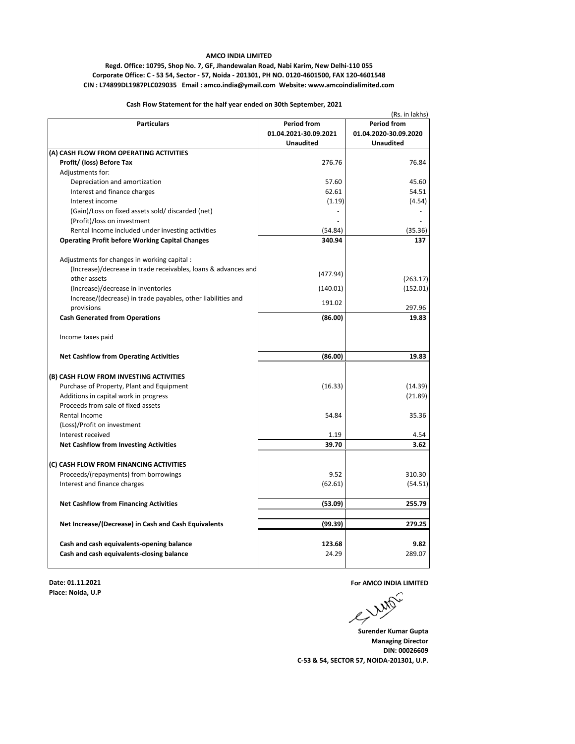**AMCO INDIA LIMITED**

**Regd. Office: 10795, Shop No. 7, GF, Jhandewalan Road, Nabi Karim, New Delhi-110 055**

**Corporate Office: C - 53 54, Sector - 57, Noida - 201301, PH NO. 0120-4601500, FAX 120-4601548**

**CIN : L74899DL1987PLC029035 Email : amco.india@ymail.com Website: www.amcoindialimited.com**

**Cash Flow Statement for the half year ended on 30th September, 2021**

(Rs. in lakhs)

| Particulars | Period from 01.04.2021-30.09.2021 Unaudited | Period from 01.04.2020-30.09.2020 Unaudited |
|---|---|---|
| **(A) CASH FLOW FROM OPERATING ACTIVITIES** | | |
| **Profit/ (loss) Before Tax** | 276.76 | 76.84 |
| Adjustments for: | | |
| Depreciation and amortization | 57.60 | 45.60 |
| Interest and finance charges | 62.61 | 54.51 |
| Interest income | (1.19) | (4.54) |
| (Gain)/Loss on fixed assets sold/ discarded (net) | - | - |
| (Profit)/loss on investment | - | - |
| Rental Income included under investing activities | (54.84) | (35.36) |
| **Operating Profit before Working Capital Changes** | **340.94** | **137** |
| Adjustments for changes in working capital : | | |
| (Increase)/decrease in trade receivables, loans & advances and other assets | (477.94) | (263.17) |
| (Increase)/decrease in inventories | (140.01) | (152.01) |
| Increase/(decrease) in trade payables, other liabilities and provisions | 191.02 | 297.96 |
| **Cash Generated from Operations** | **(86.00)** | **19.83** |
| Income taxes paid | | |
| **Net Cashflow from Operating Activities** | **(86.00)** | **19.83** |
| **(B) CASH FLOW FROM INVESTING ACTIVITIES** | | |
| Purchase of Property, Plant and Equipment | (16.33) | (14.39) |
| Additions in capital work in progress | | (21.89) |
| Proceeds from sale of fixed assets | | |
| Rental Income | 54.84 | 35.36 |
| (Loss)/Profit on investment | | |
| Interest received | 1.19 | 4.54 |
| **Net Cashflow from Investing Activities** | **39.70** | **3.62** |
| **(C) CASH FLOW FROM FINANCING ACTIVITIES** | | |
| Proceeds/(repayments) from borrowings | 9.52 | 310.30 |
| Interest and finance charges | (62.61) | (54.51) |
| **Net Cashflow from Financing Activities** | **(53.09)** | **255.79** |
| **Net Increase/(Decrease) in Cash and Cash Equivalents** | **(99.39)** | **279.25** |
| **Cash and cash equivalents-opening balance** | **123.68** | **9.82** |
| **Cash and cash equivalents-closing balance** | 24.29 | 289.07 |

**Date: 01.11.2021**
**Place: Noida, U.P**

**For AMCO INDIA LIMITED**

**Surender Kumar Gupta**
**Managing Director**
**DIN: 00026609**
**C-53 & 54, SECTOR 57, NOIDA-201301, U.P.**